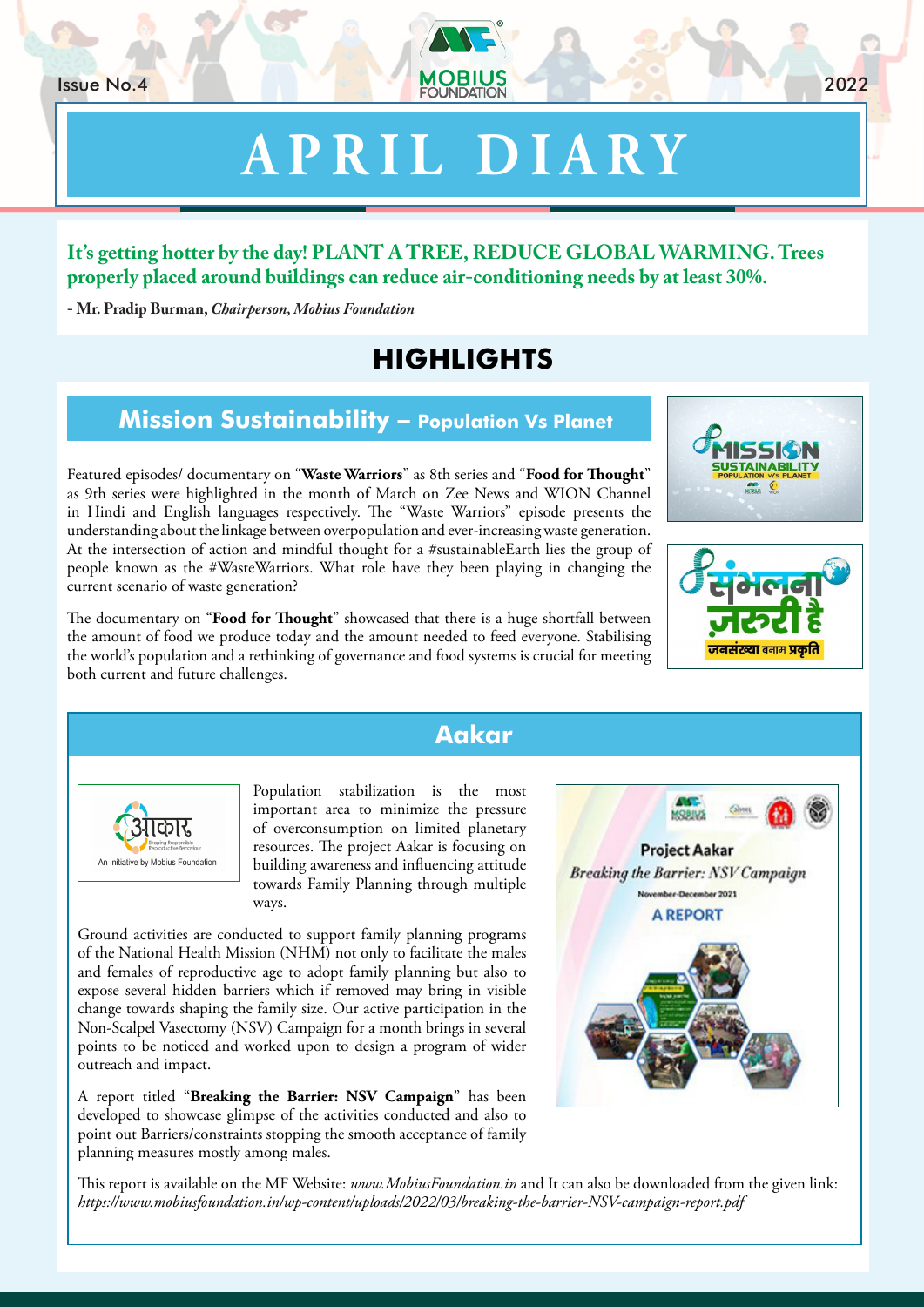Issue No.4 2022

# APRIL DIARY

**It's getting hotter by the day! PLANT A TREE, REDUCE GLOBAL WARMING. Trees properly placed around buildings can reduce air-conditioning needs by at least 30%.**

**- Mr. Pradip Burman,** ***Chairperson, Mobius Foundation***

## HIGHLIGHTS

### Mission Sustainability – Population Vs Planet

Featured episodes/ documentary on "**Waste Warriors**" as 8th series and "**Food for Thought**" as 9th series were highlighted in the month of March on Zee News and WION Channel in Hindi and English languages respectively. The "Waste Warriors" episode presents the understanding about the linkage between overpopulation and ever-increasing waste generation. At the intersection of action and mindful thought for a #sustainableEarth lies the group of people known as the #WasteWarriors. What role have they been playing in changing the current scenario of waste generation?

The documentary on "**Food for Thought**" showcased that there is a huge shortfall between the amount of food we produce today and the amount needed to feed everyone. Stabilising the world's population and a rethinking of governance and food systems is crucial for meeting both current and future challenges.

### Aakar

Population stabilization is the most important area to minimize the pressure of overconsumption on limited planetary resources. The project Aakar is focusing on building awareness and influencing attitude towards Family Planning through multiple ways.

Ground activities are conducted to support family planning programs of the National Health Mission (NHM) not only to facilitate the males and females of reproductive age to adopt family planning but also to expose several hidden barriers which if removed may bring in visible change towards shaping the family size. Our active participation in the Non-Scalpel Vasectomy (NSV) Campaign for a month brings in several points to be noticed and worked upon to design a program of wider outreach and impact.

A report titled "**Breaking the Barrier: NSV Campaign**" has been developed to showcase glimpse of the activities conducted and also to point out Barriers/constraints stopping the smooth acceptance of family planning measures mostly among males.

This report is available on the MF Website: *www.MobiusFoundation.in* and It can also be downloaded from the given link: *https://www.mobiusfoundation.in/wp-content/uploads/2022/03/breaking-the-barrier-NSV-campaign-report.pdf*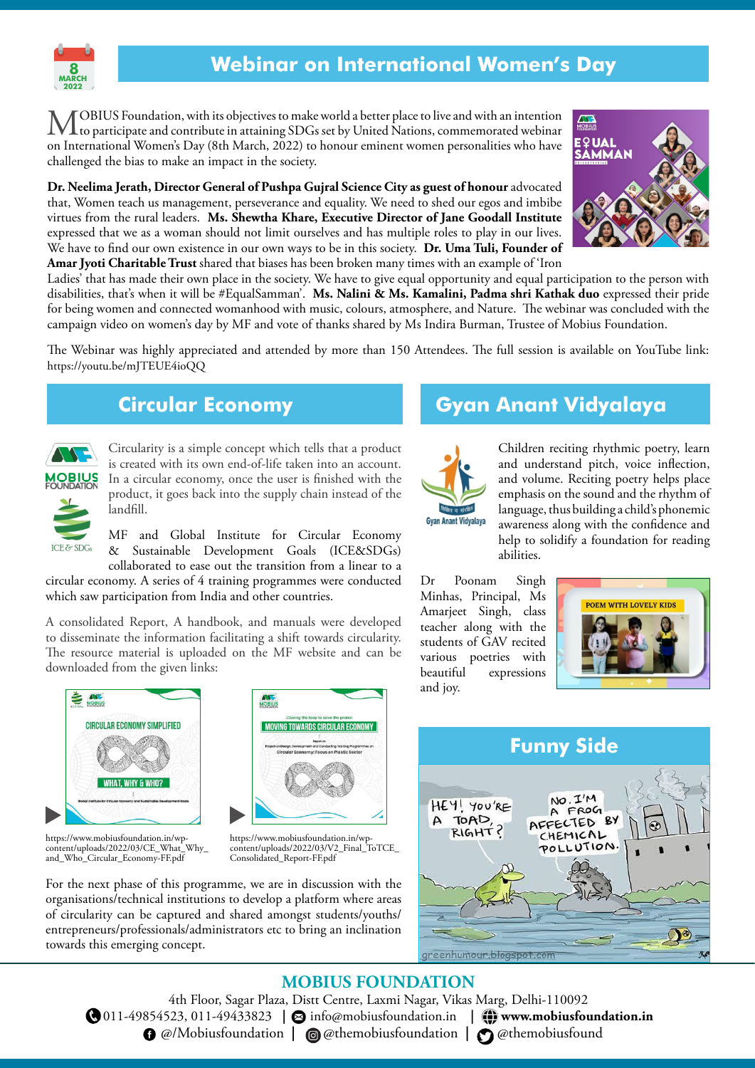## Webinar on International Women's Day

MOBIUS Foundation, with its objectives to make world a better place to live and with an intention to participate and contribute in attaining SDGs set by United Nations, commemorated webinar on International Women's Day (8th March, 2022) to honour eminent women personalities who have challenged the bias to make an impact in the society.

**Dr. Neelima Jerath, Director General of Pushpa Gujral Science City as guest of honour** advocated that, Women teach us management, perseverance and equality. We need to shed our egos and imbibe virtues from the rural leaders. **Ms. Shewtha Khare, Executive Director of Jane Goodall Institute** expressed that we as a woman should not limit ourselves and has multiple roles to play in our lives. We have to find our own existence in our own ways to be in this society. **Dr. Uma Tuli, Founder of Amar Jyoti Charitable Trust** shared that biases has been broken many times with an example of 'Iron Ladies' that has made their own place in the society. We have to give equal opportunity and equal participation to the person with disabilities, that's when it will be #EqualSamman'. **Ms. Nalini & Ms. Kamalini, Padma shri Kathak duo** expressed their pride for being women and connected womanhood with music, colours, atmosphere, and Nature. The webinar was concluded with the campaign video on women's day by MF and vote of thanks shared by Ms Indira Burman, Trustee of Mobius Foundation.

The Webinar was highly appreciated and attended by more than 150 Attendees. The full session is available on YouTube link: https://youtu.be/mJTEUE4ioQQ

## Circular Economy

Circularity is a simple concept which tells that a product is created with its own end-of-life taken into an account. In a circular economy, once the user is finished with the product, it goes back into the supply chain instead of the landfill.

MF and Global Institute for Circular Economy & Sustainable Development Goals (ICE&SDGs) collaborated to ease out the transition from a linear to a circular economy. A series of 4 training programmes were conducted which saw participation from India and other countries.

A consolidated Report, A handbook, and manuals were developed to disseminate the information facilitating a shift towards circularity. The resource material is uploaded on the MF website and can be downloaded from the given links:

https://www.mobiusfoundation.in/wp-content/uploads/2022/03/CE_What_Why_and_Who_Circular_Economy-FF.pdf

https://www.mobiusfoundation.in/wp-content/uploads/2022/03/V2_Final_ToTCE_Consolidated_Report-FF.pdf

For the next phase of this programme, we are in discussion with the organisations/technical institutions to develop a platform where areas of circularity can be captured and shared amongst students/youths/entrepreneurs/professionals/administrators etc to bring an inclination towards this emerging concept.

## Gyan Anant Vidyalaya

Children reciting rhythmic poetry, learn and understand pitch, voice inflection, and volume. Reciting poetry helps place emphasis on the sound and the rhythm of language, thus building a child's phonemic awareness along with the confidence and help to solidify a foundation for reading abilities.

Dr Poonam Singh Minhas, Principal, Ms Amarjeet Singh, class teacher along with the students of GAV recited various poetries with beautiful expressions and joy.

## Funny Side

**MOBIUS FOUNDATION**

4th Floor, Sagar Plaza, Distt Centre, Laxmi Nagar, Vikas Marg, Delhi-110092

011-49854523, 011-49433823 | info@mobiusfoundation.in | **www.mobiusfoundation.in**

@/Mobiusfoundation | @themobiusfoundation | @themobiusfound